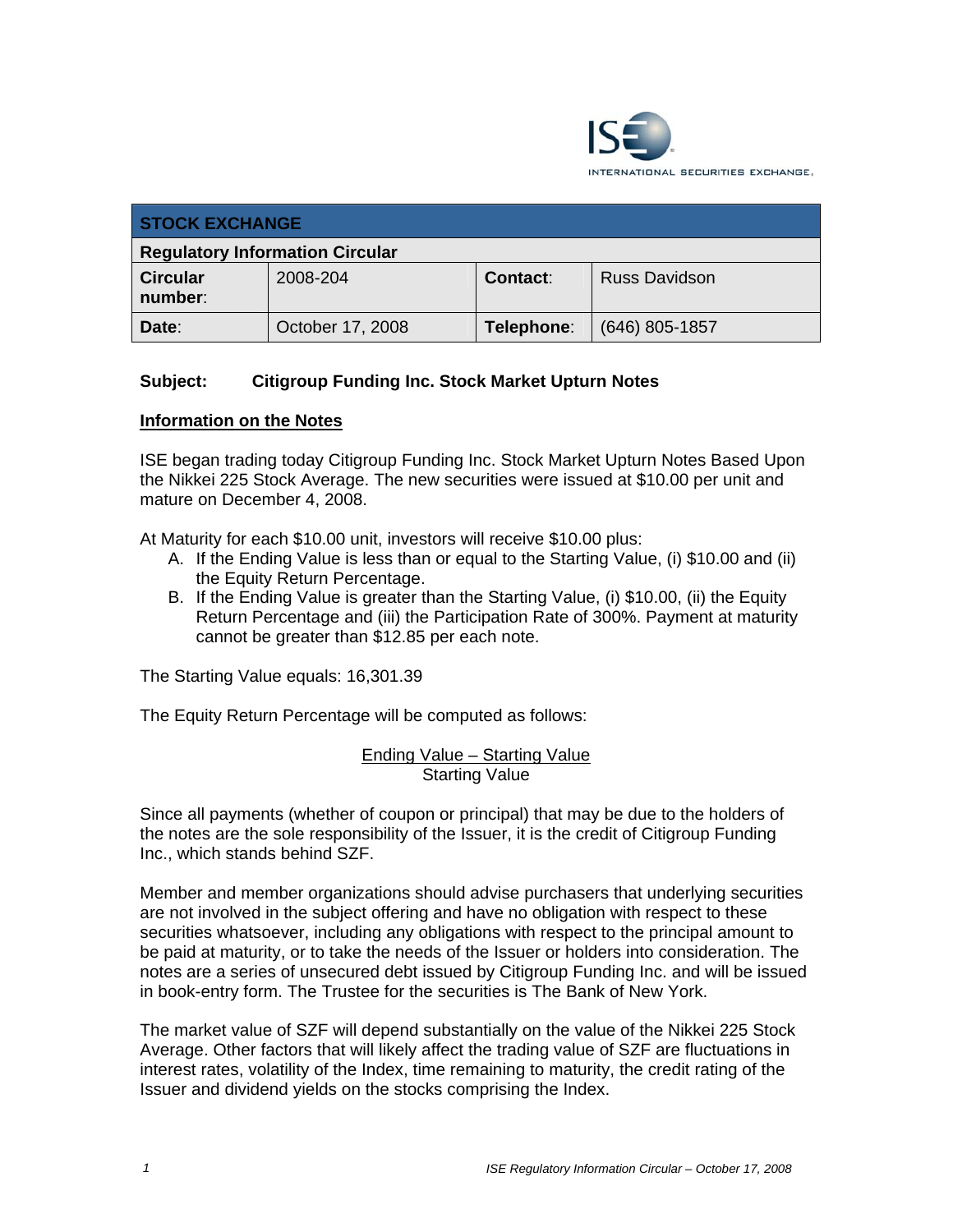| STOCK EXCHANGE | | | |
|---|---|---|---|
| **Regulatory Information Circular** | | | |
| **Circular number**: | 2008-204 | **Contact**: | Russ Davidson |
| **Date**: | October 17, 2008 | **Telephone**: | (646) 805-1857 |

**Subject: Citigroup Funding Inc. Stock Market Upturn Notes**

## Information on the Notes

ISE began trading today Citigroup Funding Inc. Stock Market Upturn Notes Based Upon the Nikkei 225 Stock Average. The new securities were issued at $10.00 per unit and mature on December 4, 2008.

At Maturity for each $10.00 unit, investors will receive $10.00 plus:

A. If the Ending Value is less than or equal to the Starting Value, (i) $10.00 and (ii) the Equity Return Percentage.
B. If the Ending Value is greater than the Starting Value, (i) $10.00, (ii) the Equity Return Percentage and (iii) the Participation Rate of 300%. Payment at maturity cannot be greater than $12.85 per each note.

The Starting Value equals: 16,301.39

The Equity Return Percentage will be computed as follows:

$$\frac{\text{Ending Value} - \text{Starting Value}}{\text{Starting Value}}$$

Since all payments (whether of coupon or principal) that may be due to the holders of the notes are the sole responsibility of the Issuer, it is the credit of Citigroup Funding Inc., which stands behind SZF.

Member and member organizations should advise purchasers that underlying securities are not involved in the subject offering and have no obligation with respect to these securities whatsoever, including any obligations with respect to the principal amount to be paid at maturity, or to take the needs of the Issuer or holders into consideration. The notes are a series of unsecured debt issued by Citigroup Funding Inc. and will be issued in book-entry form. The Trustee for the securities is The Bank of New York.

The market value of SZF will depend substantially on the value of the Nikkei 225 Stock Average. Other factors that will likely affect the trading value of SZF are fluctuations in interest rates, volatility of the Index, time remaining to maturity, the credit rating of the Issuer and dividend yields on the stocks comprising the Index.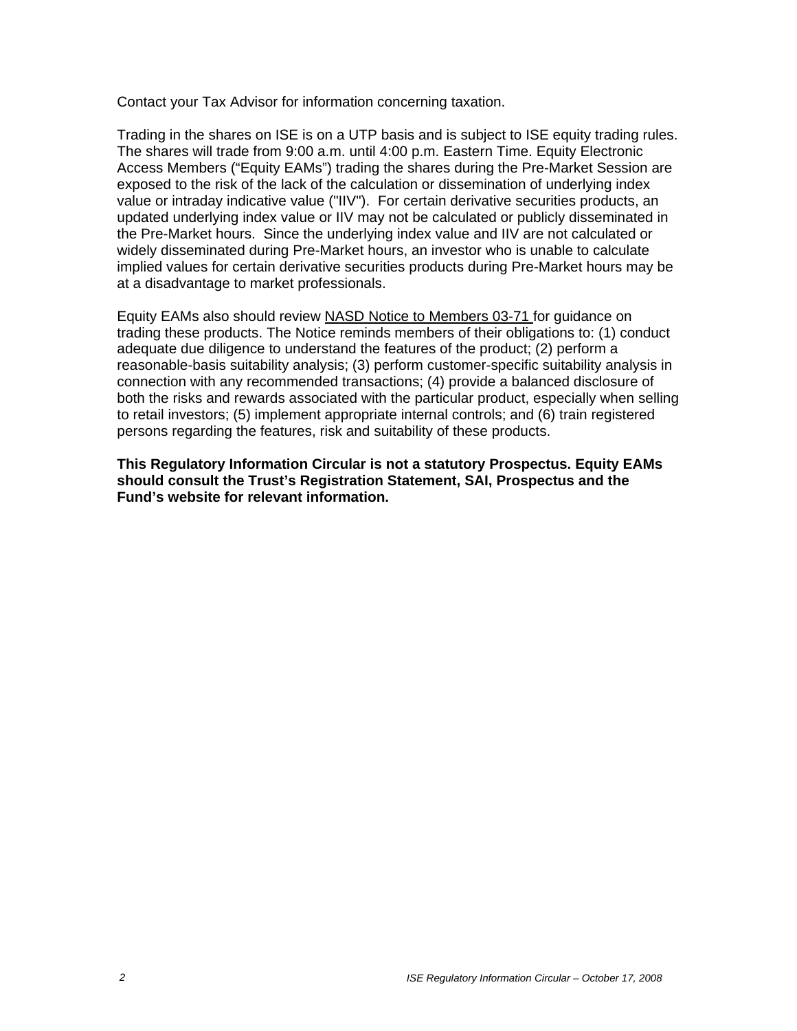Contact your Tax Advisor for information concerning taxation.

Trading in the shares on ISE is on a UTP basis and is subject to ISE equity trading rules. The shares will trade from 9:00 a.m. until 4:00 p.m. Eastern Time. Equity Electronic Access Members ("Equity EAMs") trading the shares during the Pre-Market Session are exposed to the risk of the lack of the calculation or dissemination of underlying index value or intraday indicative value ("IIV"). For certain derivative securities products, an updated underlying index value or IIV may not be calculated or publicly disseminated in the Pre-Market hours. Since the underlying index value and IIV are not calculated or widely disseminated during Pre-Market hours, an investor who is unable to calculate implied values for certain derivative securities products during Pre-Market hours may be at a disadvantage to market professionals.

Equity EAMs also should review NASD Notice to Members 03-71 for guidance on trading these products. The Notice reminds members of their obligations to: (1) conduct adequate due diligence to understand the features of the product; (2) perform a reasonable-basis suitability analysis; (3) perform customer-specific suitability analysis in connection with any recommended transactions; (4) provide a balanced disclosure of both the risks and rewards associated with the particular product, especially when selling to retail investors; (5) implement appropriate internal controls; and (6) train registered persons regarding the features, risk and suitability of these products.

**This Regulatory Information Circular is not a statutory Prospectus. Equity EAMs should consult the Trust's Registration Statement, SAI, Prospectus and the Fund's website for relevant information.**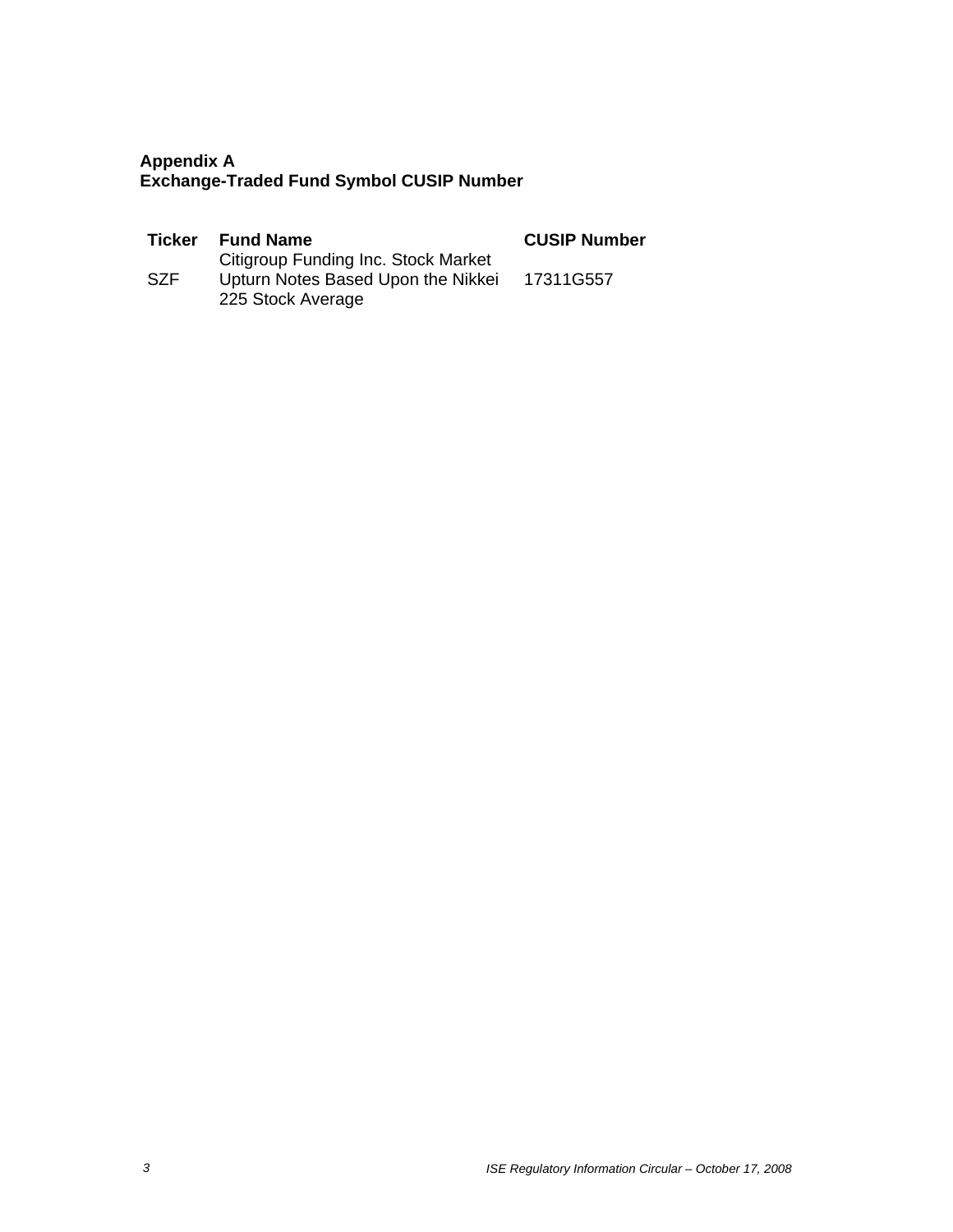**Appendix A**
**Exchange-Traded Fund Symbol CUSIP Number**

| Ticker | Fund Name | CUSIP Number |
|---|---|---|
| SZF | Citigroup Funding Inc. Stock Market Upturn Notes Based Upon the Nikkei 225 Stock Average | 17311G557 |